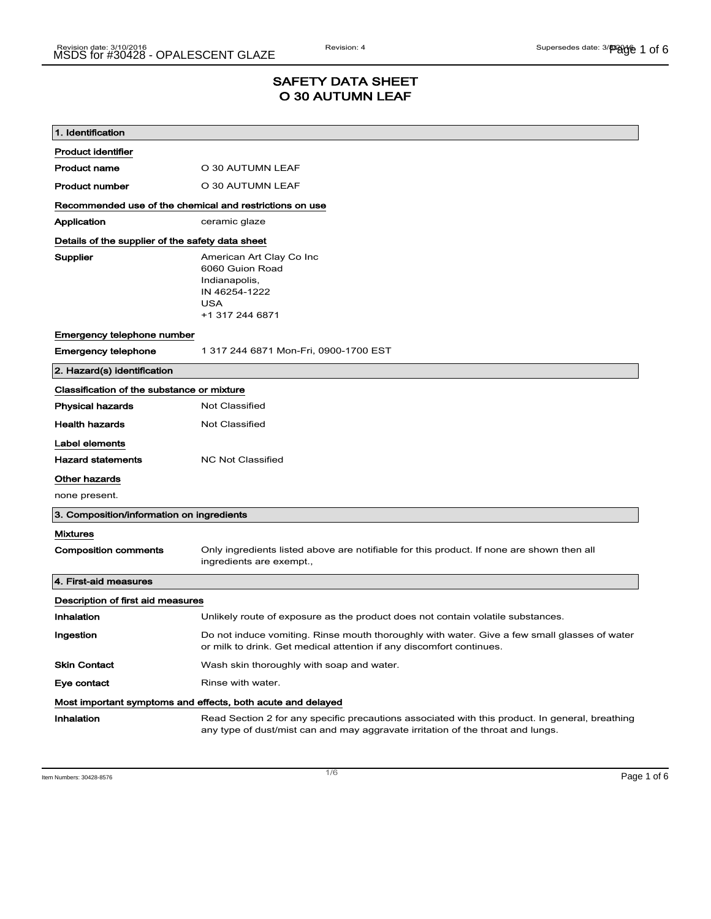# SAFETY DATA SHEET
# O 30 AUTUMN LEAF

## 1. Identification

**Product identifier**

| | |
|---|---|
| **Product name** | O 30 AUTUMN LEAF |
| **Product number** | O 30 AUTUMN LEAF |

**Recommended use of the chemical and restrictions on use**

| | |
|---|---|
| **Application** | ceramic glaze |

**Details of the supplier of the safety data sheet**

**Supplier**

American Art Clay Co Inc
6060 Guion Road
Indianapolis,
IN 46254-1222
USA
+1 317 244 6871

**Emergency telephone number**

| | |
|---|---|
| **Emergency telephone** | 1 317 244 6871 Mon-Fri, 0900-1700 EST |

## 2. Hazard(s) identification

**Classification of the substance or mixture**

| | |
|---|---|
| **Physical hazards** | Not Classified |
| **Health hazards** | Not Classified |

**Label elements**

| | |
|---|---|
| **Hazard statements** | NC Not Classified |

**Other hazards**

none present.

## 3. Composition/information on ingredients

**Mixtures**

| | |
|---|---|
| **Composition comments** | Only ingredients listed above are notifiable for this product. If none are shown then all ingredients are exempt., |

## 4. First-aid measures

**Description of first aid measures**

| | |
|---|---|
| **Inhalation** | Unlikely route of exposure as the product does not contain volatile substances. |
| **Ingestion** | Do not induce vomiting. Rinse mouth thoroughly with water. Give a few small glasses of water or milk to drink. Get medical attention if any discomfort continues. |
| **Skin Contact** | Wash skin thoroughly with soap and water. |
| **Eye contact** | Rinse with water. |

**Most important symptoms and effects, both acute and delayed**

| | |
|---|---|
| **Inhalation** | Read Section 2 for any specific precautions associated with this product. In general, breathing any type of dust/mist can and may aggravate irritation of the throat and lungs. |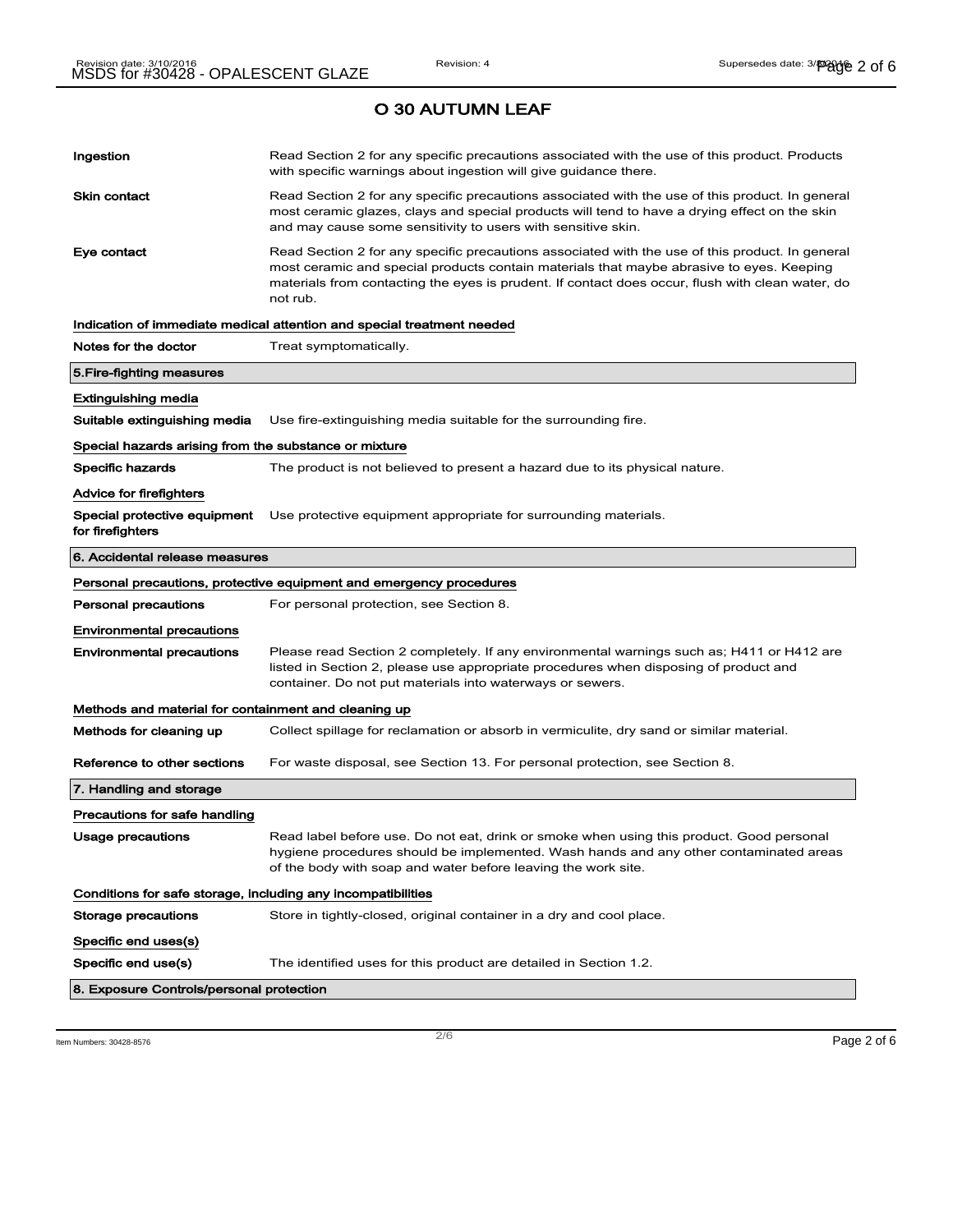# O 30 AUTUMN LEAF

**Ingestion** Read Section 2 for any specific precautions associated with the use of this product. Products with specific warnings about ingestion will give guidance there.

**Skin contact** Read Section 2 for any specific precautions associated with the use of this product. In general most ceramic glazes, clays and special products will tend to have a drying effect on the skin and may cause some sensitivity to users with sensitive skin.

**Eye contact** Read Section 2 for any specific precautions associated with the use of this product. In general most ceramic and special products contain materials that maybe abrasive to eyes. Keeping materials from contacting the eyes is prudent. If contact does occur, flush with clean water, do not rub.

### Indication of immediate medical attention and special treatment needed

**Notes for the doctor** Treat symptomatically.

## 5.Fire-fighting measures

### Extinguishing media

**Suitable extinguishing media** Use fire-extinguishing media suitable for the surrounding fire.

### Special hazards arising from the substance or mixture

**Specific hazards** The product is not believed to present a hazard due to its physical nature.

### Advice for firefighters

**Special protective equipment for firefighters** Use protective equipment appropriate for surrounding materials.

## 6. Accidental release measures

### Personal precautions, protective equipment and emergency procedures

**Personal precautions** For personal protection, see Section 8.

### Environmental precautions

**Environmental precautions** Please read Section 2 completely. If any environmental warnings such as; H411 or H412 are listed in Section 2, please use appropriate procedures when disposing of product and container. Do not put materials into waterways or sewers.

### Methods and material for containment and cleaning up

**Methods for cleaning up** Collect spillage for reclamation or absorb in vermiculite, dry sand or similar material.

**Reference to other sections** For waste disposal, see Section 13. For personal protection, see Section 8.

## 7. Handling and storage

### Precautions for safe handling

**Usage precautions** Read label before use. Do not eat, drink or smoke when using this product. Good personal hygiene procedures should be implemented. Wash hands and any other contaminated areas of the body with soap and water before leaving the work site.

### Conditions for safe storage, including any incompatibilities

**Storage precautions** Store in tightly-closed, original container in a dry and cool place.

### Specific end uses(s)

**Specific end use(s)** The identified uses for this product are detailed in Section 1.2.

## 8. Exposure Controls/personal protection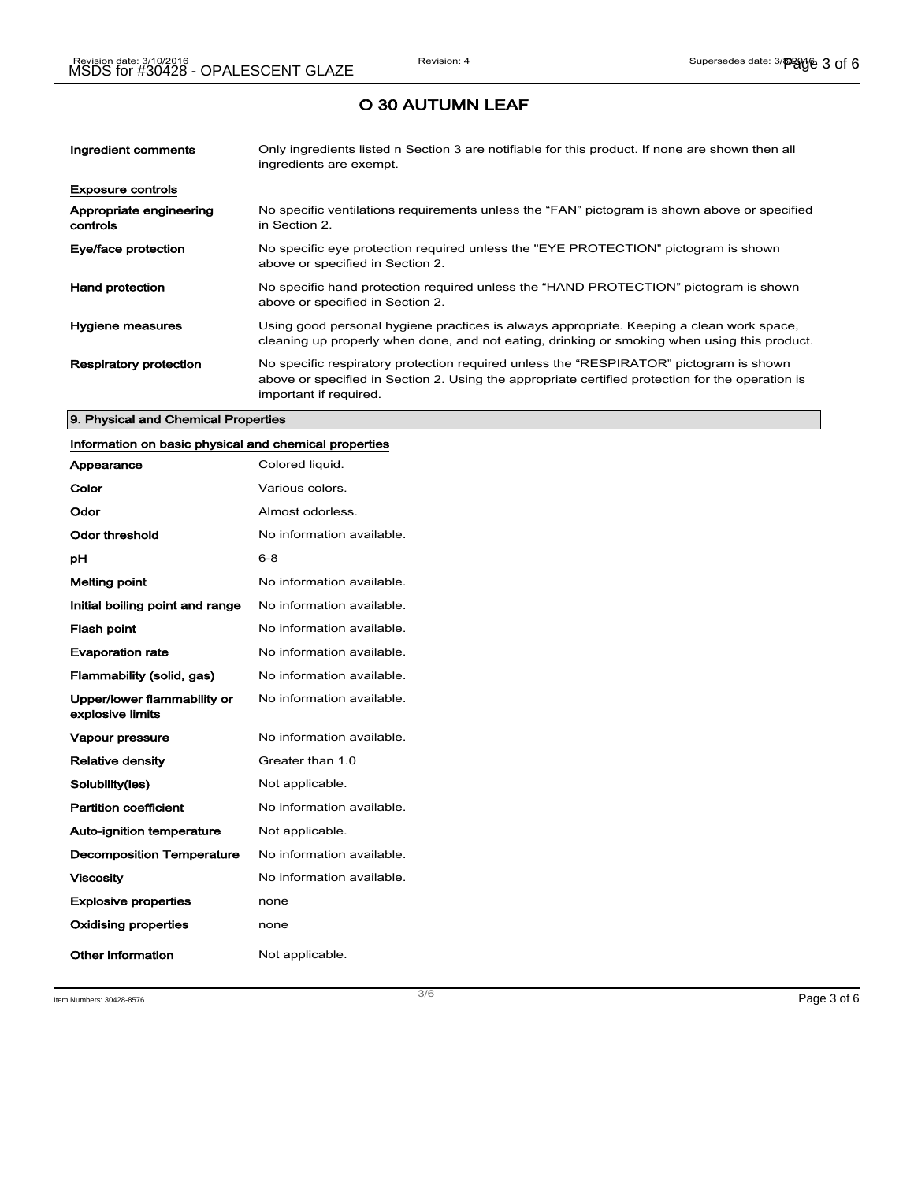# O 30 AUTUMN LEAF

| | |
|---|---|
| **Ingredient comments** | Only ingredients listed n Section 3 are notifiable for this product. If none are shown then all ingredients are exempt. |

**Exposure controls**

| | |
|---|---|
| **Appropriate engineering controls** | No specific ventilations requirements unless the “FAN” pictogram is shown above or specified in Section 2. |
| **Eye/face protection** | No specific eye protection required unless the "EYE PROTECTION" pictogram is shown above or specified in Section 2. |
| **Hand protection** | No specific hand protection required unless the “HAND PROTECTION” pictogram is shown above or specified in Section 2. |
| **Hygiene measures** | Using good personal hygiene practices is always appropriate. Keeping a clean work space, cleaning up properly when done, and not eating, drinking or smoking when using this product. |
| **Respiratory protection** | No specific respiratory protection required unless the “RESPIRATOR” pictogram is shown above or specified in Section 2. Using the appropriate certified protection for the operation is important if required. |

## 9. Physical and Chemical Properties

**Information on basic physical and chemical properties**

| | |
|---|---|
| **Appearance** | Colored liquid. |
| **Color** | Various colors. |
| **Odor** | Almost odorless. |
| **Odor threshold** | No information available. |
| **pH** | 6-8 |
| **Melting point** | No information available. |
| **Initial boiling point and range** | No information available. |
| **Flash point** | No information available. |
| **Evaporation rate** | No information available. |
| **Flammability (solid, gas)** | No information available. |
| **Upper/lower flammability or explosive limits** | No information available. |
| **Vapour pressure** | No information available. |
| **Relative density** | Greater than 1.0 |
| **Solubility(ies)** | Not applicable. |
| **Partition coefficient** | No information available. |
| **Auto-ignition temperature** | Not applicable. |
| **Decomposition Temperature** | No information available. |
| **Viscosity** | No information available. |
| **Explosive properties** | none |
| **Oxidising properties** | none |
| **Other information** | Not applicable. |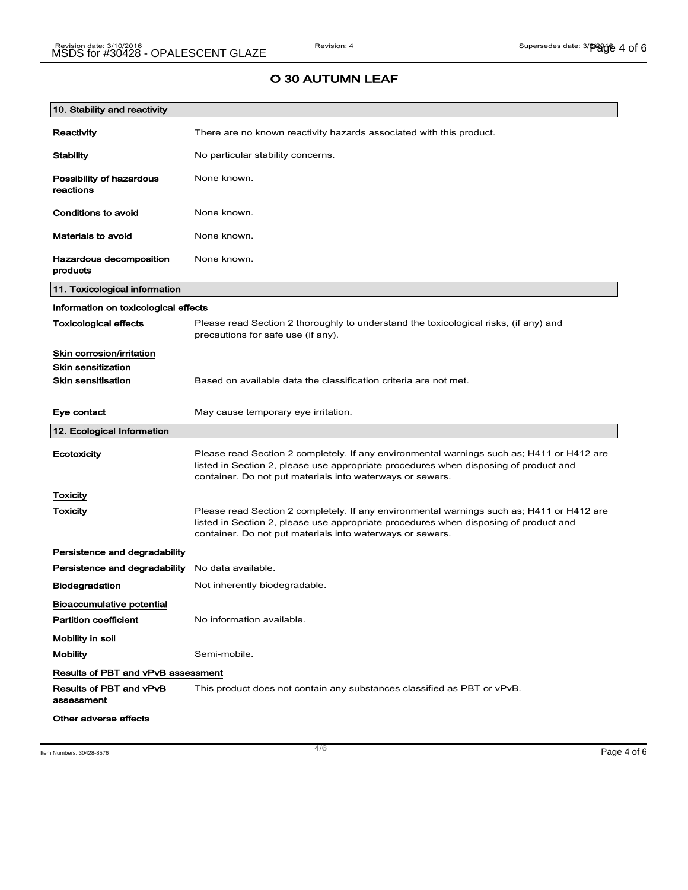# O 30 AUTUMN LEAF

## 10. Stability and reactivity

| | |
|---|---|
| **Reactivity** | There are no known reactivity hazards associated with this product. |
| **Stability** | No particular stability concerns. |
| **Possibility of hazardous reactions** | None known. |
| **Conditions to avoid** | None known. |
| **Materials to avoid** | None known. |
| **Hazardous decomposition products** | None known. |

## 11. Toxicological information

**Information on toxicological effects**

| | |
|---|---|
| **Toxicological effects** | Please read Section 2 thoroughly to understand the toxicological risks, (if any) and precautions for safe use (if any). |

**Skin corrosion/irritation**

**Skin sensitization**

| | |
|---|---|
| **Skin sensitisation** | Based on available data the classification criteria are not met. |
| **Eye contact** | May cause temporary eye irritation. |

## 12. Ecological Information

| | |
|---|---|
| **Ecotoxicity** | Please read Section 2 completely. If any environmental warnings such as; H411 or H412 are listed in Section 2, please use appropriate procedures when disposing of product and container. Do not put materials into waterways or sewers. |

**Toxicity**

| | |
|---|---|
| **Toxicity** | Please read Section 2 completely. If any environmental warnings such as; H411 or H412 are listed in Section 2, please use appropriate procedures when disposing of product and container. Do not put materials into waterways or sewers. |

**Persistence and degradability**

| | |
|---|---|
| **Persistence and degradability** | No data available. |
| **Biodegradation** | Not inherently biodegradable. |

**Bioaccumulative potential**

| | |
|---|---|
| **Partition coefficient** | No information available. |

**Mobility in soil**

| | |
|---|---|
| **Mobility** | Semi-mobile. |

**Results of PBT and vPvB assessment**

| | |
|---|---|
| **Results of PBT and vPvB assessment** | This product does not contain any substances classified as PBT or vPvB. |

**Other adverse effects**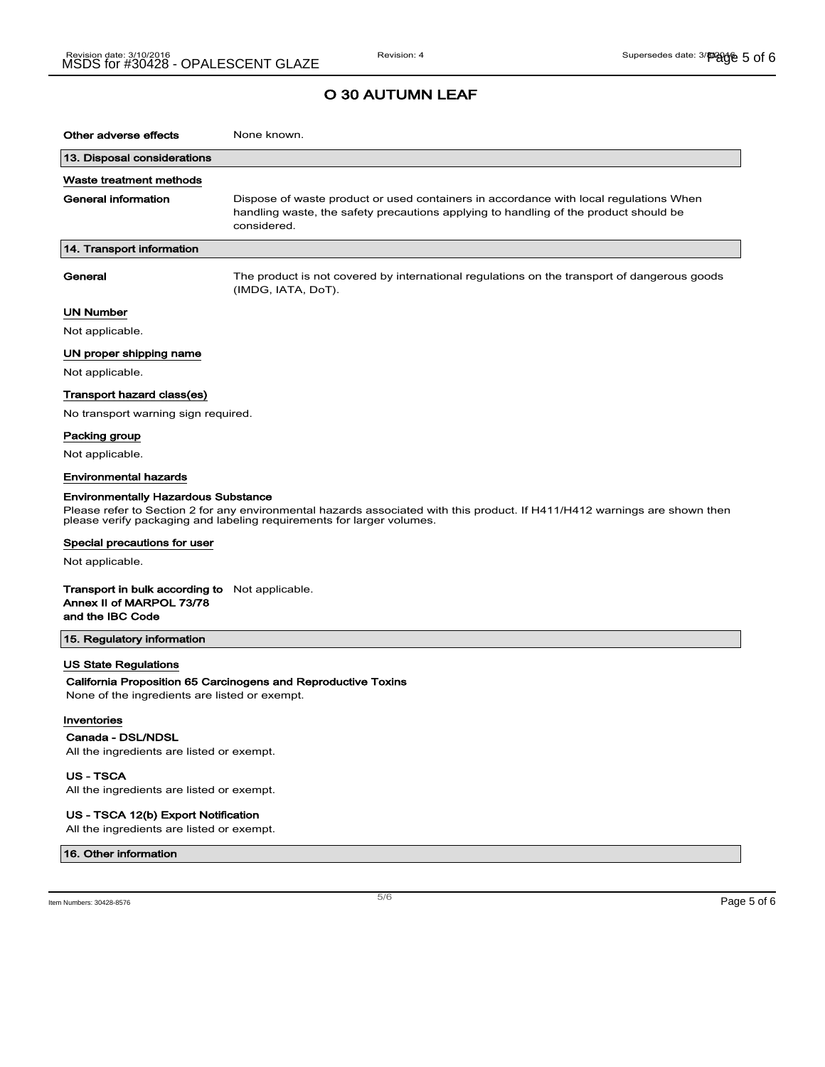**Other adverse effects** None known.

## 13. Disposal considerations

### Waste treatment methods

**General information** Dispose of waste product or used containers in accordance with local regulations When handling waste, the safety precautions applying to handling of the product should be considered.

## 14. Transport information

**General** The product is not covered by international regulations on the transport of dangerous goods (IMDG, IATA, DoT).

### UN Number

Not applicable.

### UN proper shipping name

Not applicable.

### Transport hazard class(es)

No transport warning sign required.

### Packing group

Not applicable.

### Environmental hazards

**Environmentally Hazardous Substance**

Please refer to Section 2 for any environmental hazards associated with this product. If H411/H412 warnings are shown then please verify packaging and labeling requirements for larger volumes.

### Special precautions for user

Not applicable.

**Transport in bulk according to Annex II of MARPOL 73/78 and the IBC Code** Not applicable.

## 15. Regulatory information

### US State Regulations

**California Proposition 65 Carcinogens and Reproductive Toxins**

None of the ingredients are listed or exempt.

### Inventories

**Canada - DSL/NDSL**

All the ingredients are listed or exempt.

**US - TSCA**

All the ingredients are listed or exempt.

**US - TSCA 12(b) Export Notification**

All the ingredients are listed or exempt.

## 16. Other information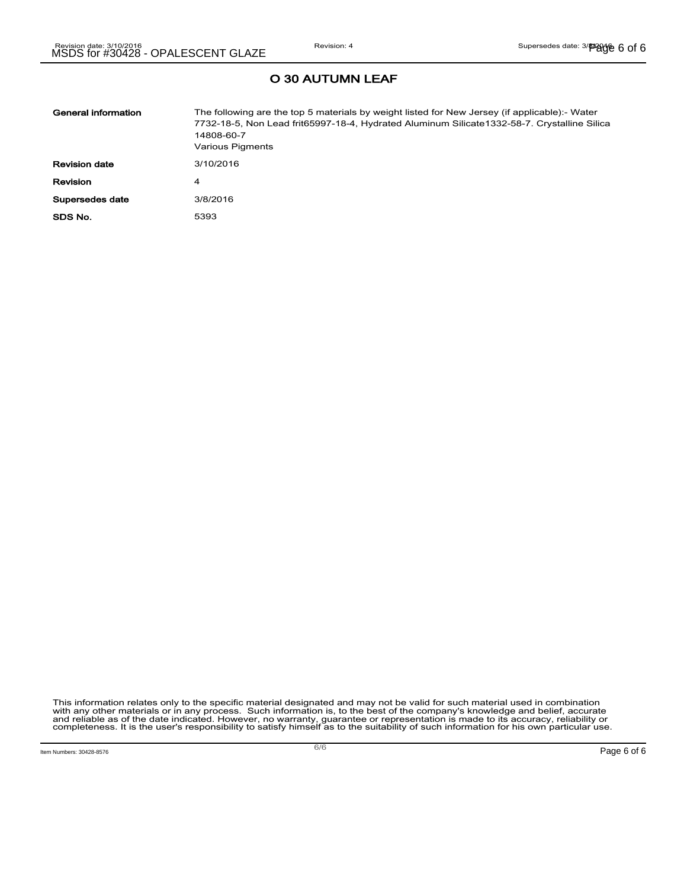## O 30 AUTUMN LEAF

| | |
|---|---|
| **General information** | The following are the top 5 materials by weight listed for New Jersey (if applicable):- Water 7732-18-5, Non Lead frit65997-18-4, Hydrated Aluminum Silicate1332-58-7. Crystalline Silica 14808-60-7<br>Various Pigments |
| **Revision date** | 3/10/2016 |
| **Revision** | 4 |
| **Supersedes date** | 3/8/2016 |
| **SDS No.** | 5393 |

This information relates only to the specific material designated and may not be valid for such material used in combination with any other materials or in any process. Such information is, to the best of the company's knowledge and belief, accurate and reliable as of the date indicated. However, no warranty, guarantee or representation is made to its accuracy, reliability or completeness. It is the user's responsibility to satisfy himself as to the suitability of such information for his own particular use.

Item Numbers: 30428-8576